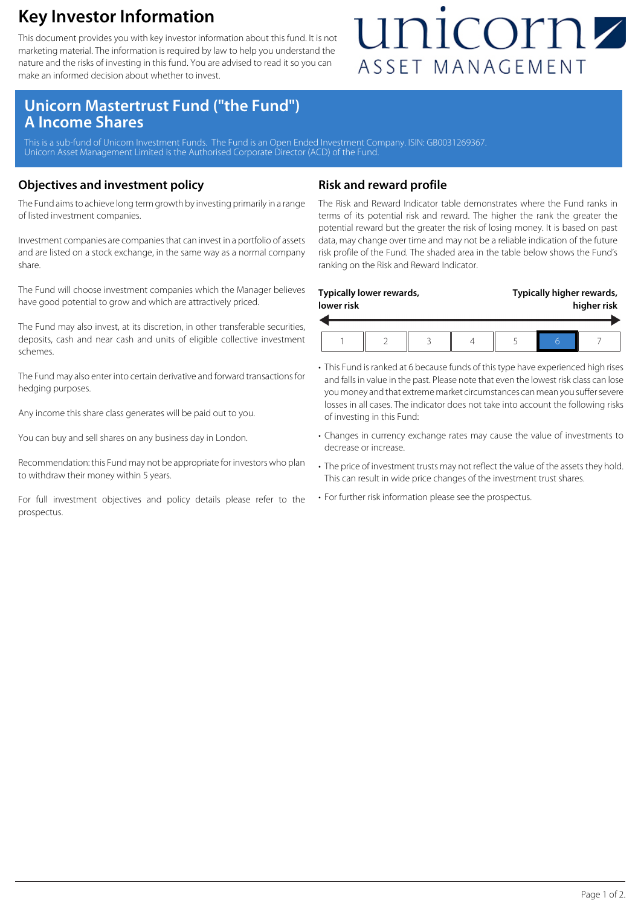# Key Investor Information

This document provides you with key investor information about this fund. It is not marketing material. The information is required by law to help you understand the nature and the risks of investing in this fund. You are advised to read it so you can make an informed decision about whether to invest.

unicorn ASSET MANAGEMENT

## Unicorn Mastertrust Fund ("the Fund") A Income Shares

This is a sub-fund of Unicorn Investment Funds. The Fund is an Open Ended Investment Company. ISIN: GB0031269367. Unicorn Asset Management Limited is the Authorised Corporate Director (ACD) of the Fund.

## Objectives and investment policy

The Fund aims to achieve long term growth by investing primarily in a range of listed investment companies.

Investment companies are companies that can invest in a portfolio of assets and are listed on a stock exchange, in the same way as a normal company share.

The Fund will choose investment companies which the Manager believes have good potential to grow and which are attractively priced.

The Fund may also invest, at its discretion, in other transferable securities, deposits, cash and near cash and units of eligible collective investment schemes.

The Fund may also enter into certain derivative and forward transactions for hedging purposes.

Any income this share class generates will be paid out to you.

You can buy and sell shares on any business day in London.

Recommendation: this Fund may not be appropriate for investors who plan to withdraw their money within 5 years.

For full investment objectives and policy details please refer to the prospectus.

## Risk and reward profile

The Risk and Reward Indicator table demonstrates where the Fund ranks in terms of its potential risk and reward. The higher the rank the greater the potential reward but the greater the risk of losing money. It is based on past data, may change over time and may not be a reliable indication of the future risk profile of the Fund. The shaded area in the table below shows the Fund's ranking on the Risk and Reward Indicator.

**Typically lower rewards, lower risk** ← → **Typically higher rewards, higher risk**

| 1 | 2 | 3 | 4 | 5 | **6** | 7 |
|---|---|---|---|---|---|---|

- This Fund is ranked at 6 because funds of this type have experienced high rises and falls in value in the past. Please note that even the lowest risk class can lose you money and that extreme market circumstances can mean you suffer severe losses in all cases. The indicator does not take into account the following risks of investing in this Fund:
- Changes in currency exchange rates may cause the value of investments to decrease or increase.
- The price of investment trusts may not reflect the value of the assets they hold. This can result in wide price changes of the investment trust shares.
- For further risk information please see the prospectus.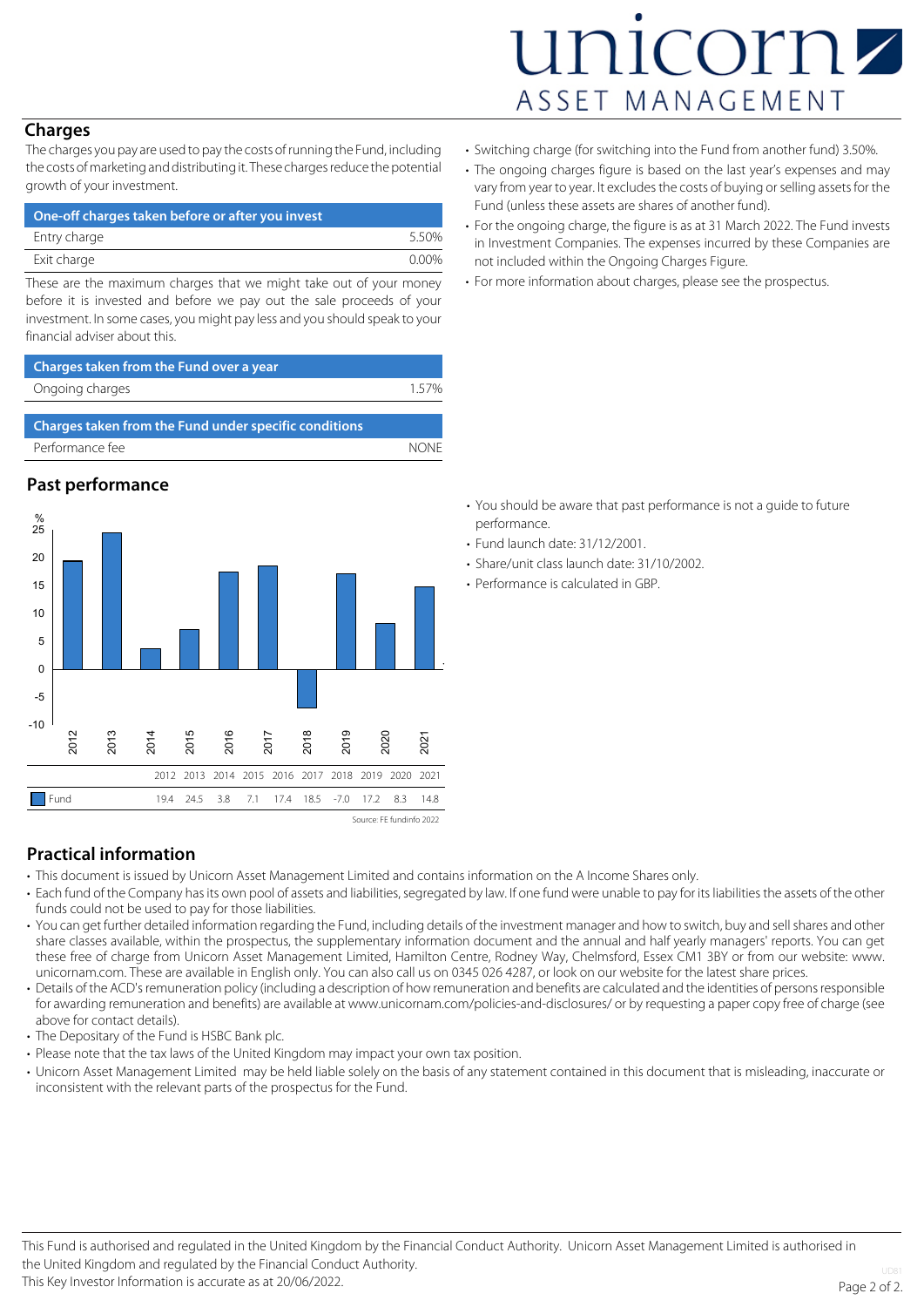## Charges

The charges you pay are used to pay the costs of running the Fund, including the costs of marketing and distributing it. These charges reduce the potential growth of your investment.

| One-off charges taken before or after you invest | |
|---|---|
| Entry charge | 5.50% |
| Exit charge | 0.00% |

These are the maximum charges that we might take out of your money before it is invested and before we pay out the sale proceeds of your investment. In some cases, you might pay less and you should speak to your financial adviser about this.

| Charges taken from the Fund over a year | |
|---|---|
| Ongoing charges | 1.57% |

| Charges taken from the Fund under specific conditions | |
|---|---|
| Performance fee | NONE |

- Switching charge (for switching into the Fund from another fund) 3.50%.
- The ongoing charges figure is based on the last year's expenses and may vary from year to year. It excludes the costs of buying or selling assets for the Fund (unless these assets are shares of another fund).
- For the ongoing charge, the figure is as at 31 March 2022. The Fund invests in Investment Companies. The expenses incurred by these Companies are not included within the Ongoing Charges Figure.
- For more information about charges, please see the prospectus.

## Past performance

| | 2012 | 2013 | 2014 | 2015 | 2016 | 2017 | 2018 | 2019 | 2020 | 2021 |
|---|---|---|---|---|---|---|---|---|---|---|
| Fund | 19.4 | 24.5 | 3.8 | 7.1 | 17.4 | 18.5 | -7.0 | 17.2 | 8.3 | 14.8 |

Source: FE fundinfo 2022

- You should be aware that past performance is not a guide to future performance.
- Fund launch date: 31/12/2001.
- Share/unit class launch date: 31/10/2002.
- Performance is calculated in GBP.

## Practical information

- This document is issued by Unicorn Asset Management Limited and contains information on the A Income Shares only.
- Each fund of the Company has its own pool of assets and liabilities, segregated by law. If one fund were unable to pay for its liabilities the assets of the other funds could not be used to pay for those liabilities.
- You can get further detailed information regarding the Fund, including details of the investment manager and how to switch, buy and sell shares and other share classes available, within the prospectus, the supplementary information document and the annual and half yearly managers' reports. You can get these free of charge from Unicorn Asset Management Limited, Hamilton Centre, Rodney Way, Chelmsford, Essex CM1 3BY or from our website: www.unicornam.com. These are available in English only. You can also call us on 0345 026 4287, or look on our website for the latest share prices.
- Details of the ACD's remuneration policy (including a description of how remuneration and benefits are calculated and the identities of persons responsible for awarding remuneration and benefits) are available at www.unicornam.com/policies-and-disclosures/ or by requesting a paper copy free of charge (see above for contact details).
- The Depositary of the Fund is HSBC Bank plc.
- Please note that the tax laws of the United Kingdom may impact your own tax position.
- Unicorn Asset Management Limited may be held liable solely on the basis of any statement contained in this document that is misleading, inaccurate or inconsistent with the relevant parts of the prospectus for the Fund.

This Fund is authorised and regulated in the United Kingdom by the Financial Conduct Authority. Unicorn Asset Management Limited is authorised in the United Kingdom and regulated by the Financial Conduct Authority.
This Key Investor Information is accurate as at 20/06/2022.